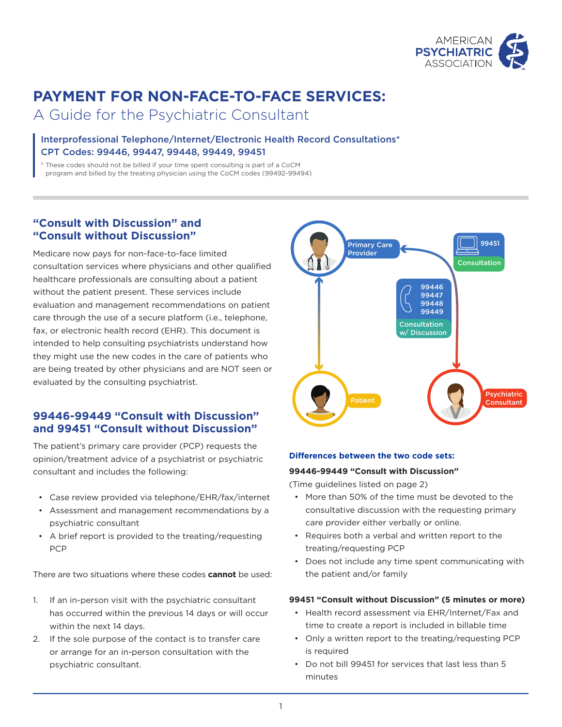# PAYMENT FOR NON-FACE-TO-FACE SERVICES:

## A Guide for the Psychiatric Consultant

**Interprofessional Telephone/Internet/Electronic Health Record Consultations***
**CPT Codes: 99446, 99447, 99448, 99449, 99451**

\* These codes should not be billed if your time spent consulting is part of a CoCM program and billed by the treating physician using the CoCM codes (99492-99494)

### "Consult with Discussion" and "Consult without Discussion"

Medicare now pays for non-face-to-face limited consultation services where physicians and other qualified healthcare professionals are consulting about a patient without the patient present. These services include evaluation and management recommendations on patient care through the use of a secure platform (i.e., telephone, fax, or electronic health record (EHR). This document is intended to help consulting psychiatrists understand how they might use the new codes in the care of patients who are being treated by other physicians and are NOT seen or evaluated by the consulting psychiatrist.

### 99446-99449 "Consult with Discussion" and 99451 "Consult without Discussion"

The patient's primary care provider (PCP) requests the opinion/treatment advice of a psychiatrist or psychiatric consultant and includes the following:

- Case review provided via telephone/EHR/fax/internet
- Assessment and management recommendations by a psychiatric consultant
- A brief report is provided to the treating/requesting PCP

There are two situations where these codes **cannot** be used:

1. If an in-person visit with the psychiatric consultant has occurred within the previous 14 days or will occur within the next 14 days.
2. If the sole purpose of the contact is to transfer care or arrange for an in-person consultation with the psychiatric consultant.

Primary Care Provider — Patient — Psychiatric Consultant

99446, 99447, 99448, 99449 Consultation w/ Discussion

99451 Consultation

#### Differences between the two code sets:

**99446-99449 "Consult with Discussion"**

(Time guidelines listed on page 2)

- More than 50% of the time must be devoted to the consultative discussion with the requesting primary care provider either verbally or online.
- Requires both a verbal and written report to the treating/requesting PCP
- Does not include any time spent communicating with the patient and/or family

**99451 "Consult without Discussion" (5 minutes or more)**

- Health record assessment via EHR/Internet/Fax and time to create a report is included in billable time
- Only a written report to the treating/requesting PCP is required
- Do not bill 99451 for services that last less than 5 minutes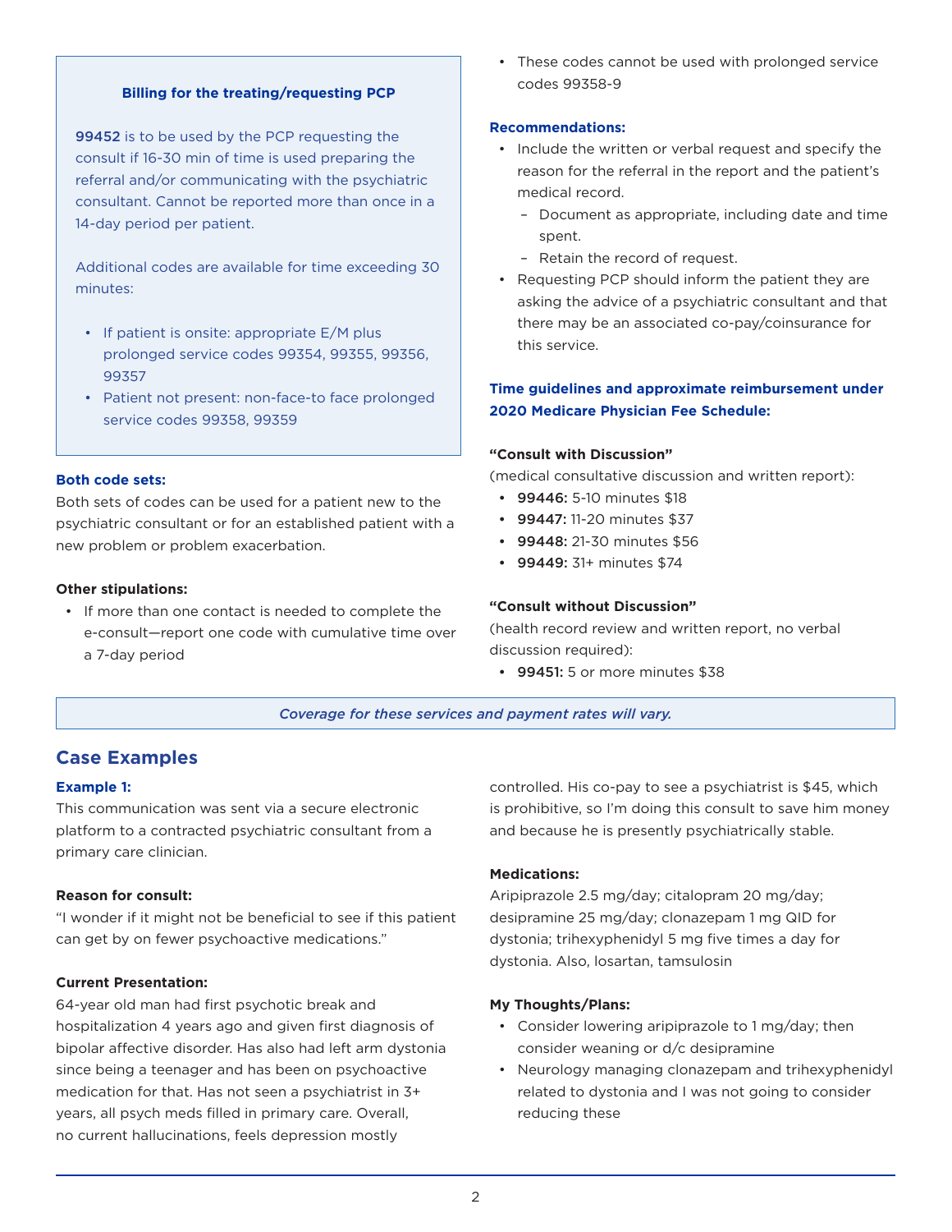### Billing for the treating/requesting PCP

**99452** is to be used by the PCP requesting the consult if 16-30 min of time is used preparing the referral and/or communicating with the psychiatric consultant. Cannot be reported more than once in a 14-day period per patient.

Additional codes are available for time exceeding 30 minutes:

- If patient is onsite: appropriate E/M plus prolonged service codes 99354, 99355, 99356, 99357
- Patient not present: non-face-to face prolonged service codes 99358, 99359

### Both code sets:

Both sets of codes can be used for a patient new to the psychiatric consultant or for an established patient with a new problem or problem exacerbation.

**Other stipulations:**

- If more than one contact is needed to complete the e-consult—report one code with cumulative time over a 7-day period
- These codes cannot be used with prolonged service codes 99358-9

### Recommendations:

- Include the written or verbal request and specify the reason for the referral in the report and the patient's medical record.
  - Document as appropriate, including date and time spent.
  - Retain the record of request.
- Requesting PCP should inform the patient they are asking the advice of a psychiatric consultant and that there may be an associated co-pay/coinsurance for this service.

### Time guidelines and approximate reimbursement under 2020 Medicare Physician Fee Schedule:

**"Consult with Discussion"**

(medical consultative discussion and written report):

- **99446:** 5-10 minutes $18
- **99447:** 11-20 minutes $37
- **99448:** 21-30 minutes $56
- **99449:** 31+ minutes $74

**"Consult without Discussion"**

(health record review and written report, no verbal discussion required):

- **99451:** 5 or more minutes $38

*Coverage for these services and payment rates will vary.*

## Case Examples

### Example 1:

This communication was sent via a secure electronic platform to a contracted psychiatric consultant from a primary care clinician.

**Reason for consult:**

"I wonder if it might not be beneficial to see if this patient can get by on fewer psychoactive medications."

**Current Presentation:**

64-year old man had first psychotic break and hospitalization 4 years ago and given first diagnosis of bipolar affective disorder. Has also had left arm dystonia since being a teenager and has been on psychoactive medication for that. Has not seen a psychiatrist in 3+ years, all psych meds filled in primary care. Overall, no current hallucinations, feels depression mostly controlled. His co-pay to see a psychiatrist is $45, which is prohibitive, so I'm doing this consult to save him money and because he is presently psychiatrically stable.

**Medications:**

Aripiprazole 2.5 mg/day; citalopram 20 mg/day; desipramine 25 mg/day; clonazepam 1 mg QID for dystonia; trihexyphenidyl 5 mg five times a day for dystonia. Also, losartan, tamsulosin

**My Thoughts/Plans:**

- Consider lowering aripiprazole to 1 mg/day; then consider weaning or d/c desipramine
- Neurology managing clonazepam and trihexyphenidyl related to dystonia and I was not going to consider reducing these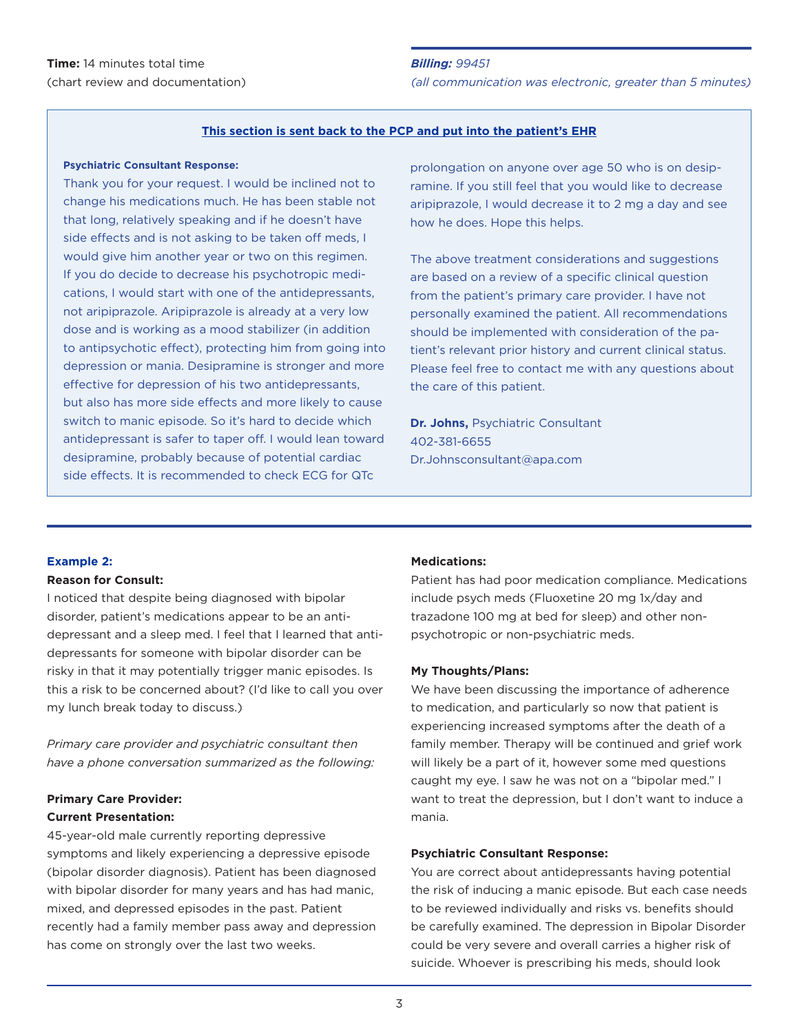**Time:** 14 minutes total time
(chart review and documentation)

***Billing:*** *99451*
*(all communication was electronic, greater than 5 minutes)*

**This section is sent back to the PCP and put into the patient's EHR**

**Psychiatric Consultant Response:**

Thank you for your request. I would be inclined not to change his medications much. He has been stable not that long, relatively speaking and if he doesn't have side effects and is not asking to be taken off meds, I would give him another year or two on this regimen. If you do decide to decrease his psychotropic medications, I would start with one of the antidepressants, not aripiprazole. Aripiprazole is already at a very low dose and is working as a mood stabilizer (in addition to antipsychotic effect), protecting him from going into depression or mania. Desipramine is stronger and more effective for depression of his two antidepressants, but also has more side effects and more likely to cause switch to manic episode. So it's hard to decide which antidepressant is safer to taper off. I would lean toward desipramine, probably because of potential cardiac side effects. It is recommended to check ECG for QTc prolongation on anyone over age 50 who is on desipramine. If you still feel that you would like to decrease aripiprazole, I would decrease it to 2 mg a day and see how he does. Hope this helps.

The above treatment considerations and suggestions are based on a review of a specific clinical question from the patient's primary care provider. I have not personally examined the patient. All recommendations should be implemented with consideration of the patient's relevant prior history and current clinical status. Please feel free to contact me with any questions about the care of this patient.

**Dr. Johns,** Psychiatric Consultant
402-381-6655
Dr.Johnsconsultant@apa.com

---

**Example 2:**

**Reason for Consult:**

I noticed that despite being diagnosed with bipolar disorder, patient's medications appear to be an antidepressant and a sleep med. I feel that I learned that antidepressants for someone with bipolar disorder can be risky in that it may potentially trigger manic episodes. Is this a risk to be concerned about? (I'd like to call you over my lunch break today to discuss.)

*Primary care provider and psychiatric consultant then have a phone conversation summarized as the following:*

**Primary Care Provider:**

**Current Presentation:**

45-year-old male currently reporting depressive symptoms and likely experiencing a depressive episode (bipolar disorder diagnosis). Patient has been diagnosed with bipolar disorder for many years and has had manic, mixed, and depressed episodes in the past. Patient recently had a family member pass away and depression has come on strongly over the last two weeks.

**Medications:**

Patient has had poor medication compliance. Medications include psych meds (Fluoxetine 20 mg 1x/day and trazadone 100 mg at bed for sleep) and other non-psychotropic or non-psychiatric meds.

**My Thoughts/Plans:**

We have been discussing the importance of adherence to medication, and particularly so now that patient is experiencing increased symptoms after the death of a family member. Therapy will be continued and grief work will likely be a part of it, however some med questions caught my eye. I saw he was not on a "bipolar med." I want to treat the depression, but I don't want to induce a mania.

**Psychiatric Consultant Response:**

You are correct about antidepressants having potential the risk of inducing a manic episode. But each case needs to be reviewed individually and risks vs. benefits should be carefully examined. The depression in Bipolar Disorder could be very severe and overall carries a higher risk of suicide. Whoever is prescribing his meds, should look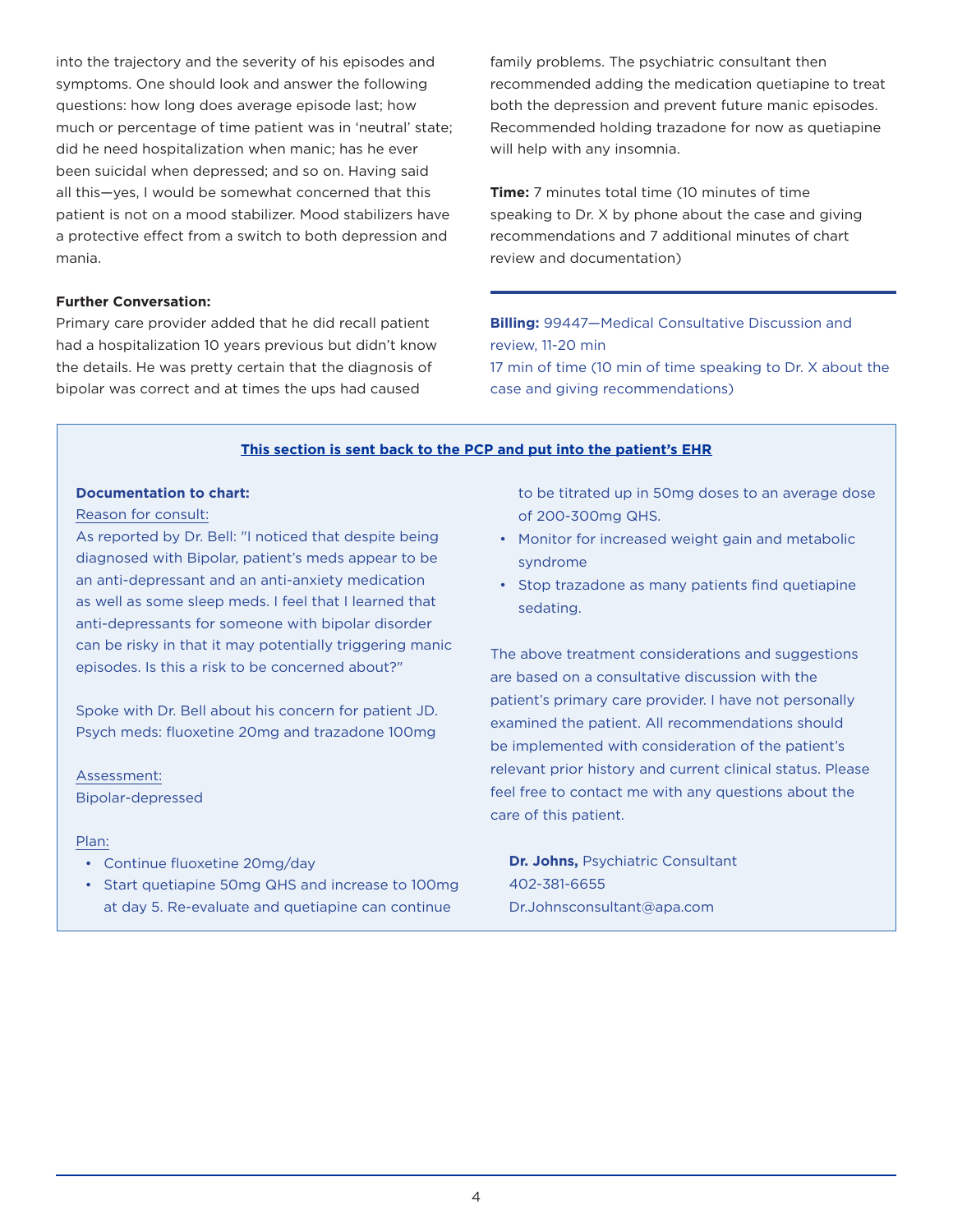into the trajectory and the severity of his episodes and symptoms. One should look and answer the following questions: how long does average episode last; how much or percentage of time patient was in 'neutral' state; did he need hospitalization when manic; has he ever been suicidal when depressed; and so on. Having said all this—yes, I would be somewhat concerned that this patient is not on a mood stabilizer. Mood stabilizers have a protective effect from a switch to both depression and mania.

**Further Conversation:**

Primary care provider added that he did recall patient had a hospitalization 10 years previous but didn't know the details. He was pretty certain that the diagnosis of bipolar was correct and at times the ups had caused family problems. The psychiatric consultant then recommended adding the medication quetiapine to treat both the depression and prevent future manic episodes. Recommended holding trazadone for now as quetiapine will help with any insomnia.

**Time:** 7 minutes total time (10 minutes of time speaking to Dr. X by phone about the case and giving recommendations and 7 additional minutes of chart review and documentation)

---

**Billing:** 99447—Medical Consultative Discussion and review, 11-20 min

17 min of time (10 min of time speaking to Dr. X about the case and giving recommendations)

**This section is sent back to the PCP and put into the patient's EHR**

**Documentation to chart:**

Reason for consult:

As reported by Dr. Bell: "I noticed that despite being diagnosed with Bipolar, patient's meds appear to be an anti-depressant and an anti-anxiety medication as well as some sleep meds. I feel that I learned that anti-depressants for someone with bipolar disorder can be risky in that it may potentially triggering manic episodes. Is this a risk to be concerned about?"

Spoke with Dr. Bell about his concern for patient JD.
Psych meds: fluoxetine 20mg and trazadone 100mg

Assessment:

Bipolar-depressed

Plan:

- Continue fluoxetine 20mg/day
- Start quetiapine 50mg QHS and increase to 100mg at day 5. Re-evaluate and quetiapine can continue to be titrated up in 50mg doses to an average dose of 200-300mg QHS.
- Monitor for increased weight gain and metabolic syndrome
- Stop trazadone as many patients find quetiapine sedating.

The above treatment considerations and suggestions are based on a consultative discussion with the patient's primary care provider. I have not personally examined the patient. All recommendations should be implemented with consideration of the patient's relevant prior history and current clinical status. Please feel free to contact me with any questions about the care of this patient.

**Dr. Johns,** Psychiatric Consultant
402-381-6655
Dr.Johnsconsultant@apa.com